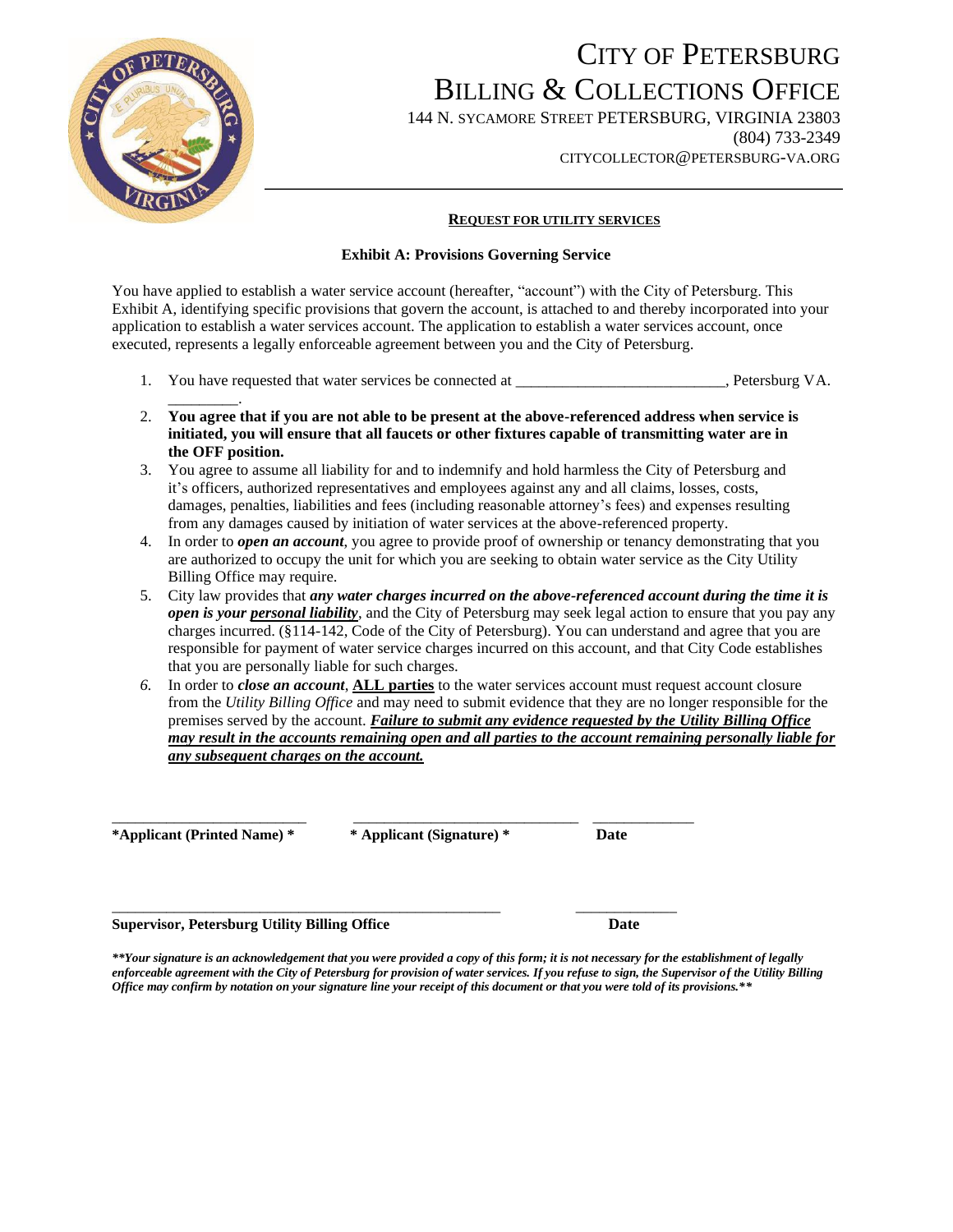# CITY OF PETERSBURG
# BILLING & COLLECTIONS OFFICE

144 N. SYCAMORE STREET PETERSBURG, VIRGINIA 23803
(804) 733-2349
CITYCOLLECTOR@PETERSBURG-VA.ORG

---

**REQUEST FOR UTILITY SERVICES**

**Exhibit A: Provisions Governing Service**

You have applied to establish a water service account (hereafter, "account") with the City of Petersburg. This Exhibit A, identifying specific provisions that govern the account, is attached to and thereby incorporated into your application to establish a water services account. The application to establish a water services account, once executed, represents a legally enforceable agreement between you and the City of Petersburg.

1. You have requested that water services be connected at ___________________________, Petersburg VA. _________.
2. **You agree that if you are not able to be present at the above-referenced address when service is initiated, you will ensure that all faucets or other fixtures capable of transmitting water are in the OFF position.**
3. You agree to assume all liability for and to indemnify and hold harmless the City of Petersburg and it's officers, authorized representatives and employees against any and all claims, losses, costs, damages, penalties, liabilities and fees (including reasonable attorney's fees) and expenses resulting from any damages caused by initiation of water services at the above-referenced property.
4. In order to ***open an account***, you agree to provide proof of ownership or tenancy demonstrating that you are authorized to occupy the unit for which you are seeking to obtain water service as the City Utility Billing Office may require.
5. City law provides that ***any water charges incurred on the above-referenced account during the time it is open is your <u>personal liability</u>***, and the City of Petersburg may seek legal action to ensure that you pay any charges incurred. (§114-142, Code of the City of Petersburg). You can understand and agree that you are responsible for payment of water service charges incurred on this account, and that City Code establishes that you are personally liable for such charges.
6. In order to ***close an account***, **<u>ALL parties</u>** to the water services account must request account closure from the *Utility Billing Office* and may need to submit evidence that they are no longer responsible for the premises served by the account. ***<u>Failure to submit any evidence requested by the Utility Billing Office may result in the accounts remaining open and all parties to the account remaining personally liable for any subsequent charges on the account.</u>***

_________________________ _____________________________ _____________

**\*Applicant (Printed Name) \*** **\* Applicant (Signature) \*** **Date**

__________________________________________________ _____________

**Supervisor, Petersburg Utility Billing Office** **Date**

***\*\*Your signature is an acknowledgement that you were provided a copy of this form; it is not necessary for the establishment of legally enforceable agreement with the City of Petersburg for provision of water services. If you refuse to sign, the Supervisor of the Utility Billing Office may confirm by notation on your signature line your receipt of this document or that you were told of its provisions.\*\****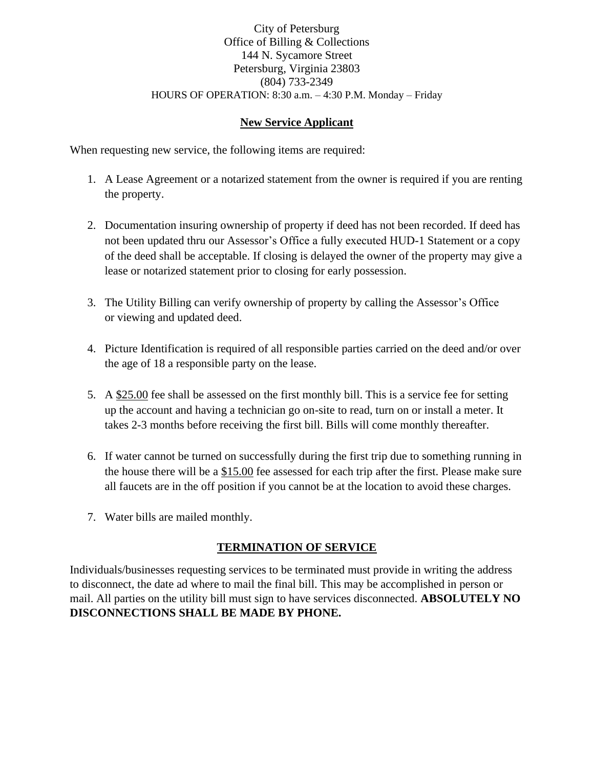City of Petersburg
Office of Billing & Collections
144 N. Sycamore Street
Petersburg, Virginia 23803
(804) 733-2349
HOURS OF OPERATION: 8:30 a.m. – 4:30 P.M. Monday – Friday

## New Service Applicant

When requesting new service, the following items are required:

1. A Lease Agreement or a notarized statement from the owner is required if you are renting the property.

2. Documentation insuring ownership of property if deed has not been recorded. If deed has not been updated thru our Assessor's Office a fully executed HUD-1 Statement or a copy of the deed shall be acceptable. If closing is delayed the owner of the property may give a lease or notarized statement prior to closing for early possession.

3. The Utility Billing can verify ownership of property by calling the Assessor's Office or viewing and updated deed.

4. Picture Identification is required of all responsible parties carried on the deed and/or over the age of 18 a responsible party on the lease.

5. A $25.00 fee shall be assessed on the first monthly bill. This is a service fee for setting up the account and having a technician go on-site to read, turn on or install a meter. It takes 2-3 months before receiving the first bill. Bills will come monthly thereafter.

6. If water cannot be turned on successfully during the first trip due to something running in the house there will be a $15.00 fee assessed for each trip after the first. Please make sure all faucets are in the off position if you cannot be at the location to avoid these charges.

7. Water bills are mailed monthly.

## TERMINATION OF SERVICE

Individuals/businesses requesting services to be terminated must provide in writing the address to disconnect, the date ad where to mail the final bill. This may be accomplished in person or mail. All parties on the utility bill must sign to have services disconnected. **ABSOLUTELY NO DISCONNECTIONS SHALL BE MADE BY PHONE.**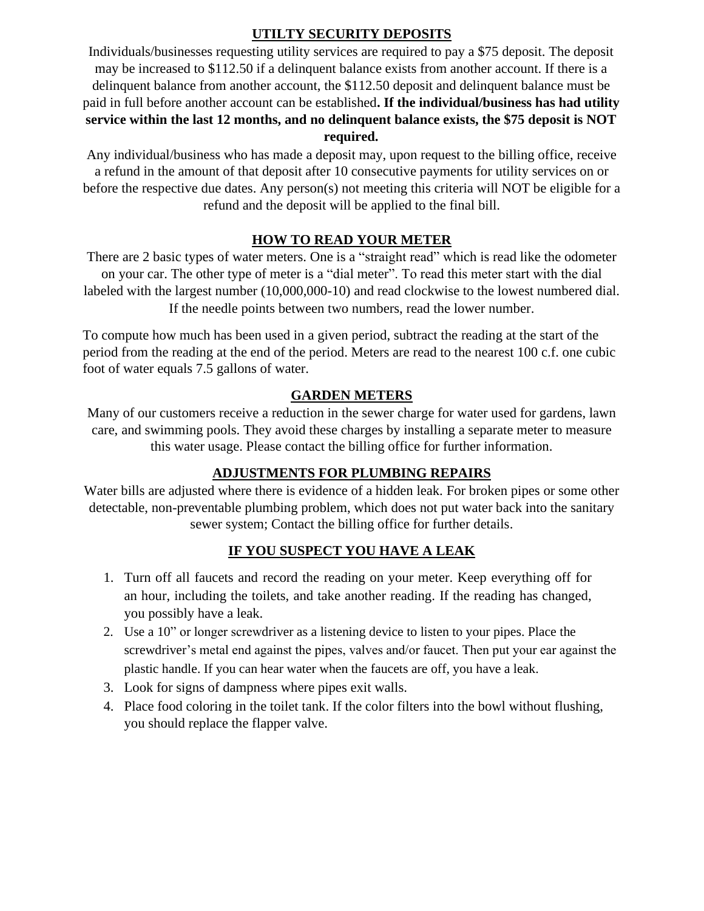## UTILTY SECURITY DEPOSITS

Individuals/businesses requesting utility services are required to pay a $75 deposit. The deposit may be increased to $112.50 if a delinquent balance exists from another account. If there is a delinquent balance from another account, the $112.50 deposit and delinquent balance must be paid in full before another account can be established**. If the individual/business has had utility service within the last 12 months, and no delinquent balance exists, the $75 deposit is NOT required.**

Any individual/business who has made a deposit may, upon request to the billing office, receive a refund in the amount of that deposit after 10 consecutive payments for utility services on or before the respective due dates. Any person(s) not meeting this criteria will NOT be eligible for a refund and the deposit will be applied to the final bill.

## HOW TO READ YOUR METER

There are 2 basic types of water meters. One is a "straight read" which is read like the odometer on your car. The other type of meter is a "dial meter". To read this meter start with the dial labeled with the largest number (10,000,000-10) and read clockwise to the lowest numbered dial. If the needle points between two numbers, read the lower number.

To compute how much has been used in a given period, subtract the reading at the start of the period from the reading at the end of the period. Meters are read to the nearest 100 c.f. one cubic foot of water equals 7.5 gallons of water.

## GARDEN METERS

Many of our customers receive a reduction in the sewer charge for water used for gardens, lawn care, and swimming pools. They avoid these charges by installing a separate meter to measure this water usage. Please contact the billing office for further information.

## ADJUSTMENTS FOR PLUMBING REPAIRS

Water bills are adjusted where there is evidence of a hidden leak. For broken pipes or some other detectable, non-preventable plumbing problem, which does not put water back into the sanitary sewer system; Contact the billing office for further details.

## IF YOU SUSPECT YOU HAVE A LEAK

1. Turn off all faucets and record the reading on your meter. Keep everything off for an hour, including the toilets, and take another reading. If the reading has changed, you possibly have a leak.
2. Use a 10" or longer screwdriver as a listening device to listen to your pipes. Place the screwdriver's metal end against the pipes, valves and/or faucet. Then put your ear against the plastic handle. If you can hear water when the faucets are off, you have a leak.
3. Look for signs of dampness where pipes exit walls.
4. Place food coloring in the toilet tank. If the color filters into the bowl without flushing, you should replace the flapper valve.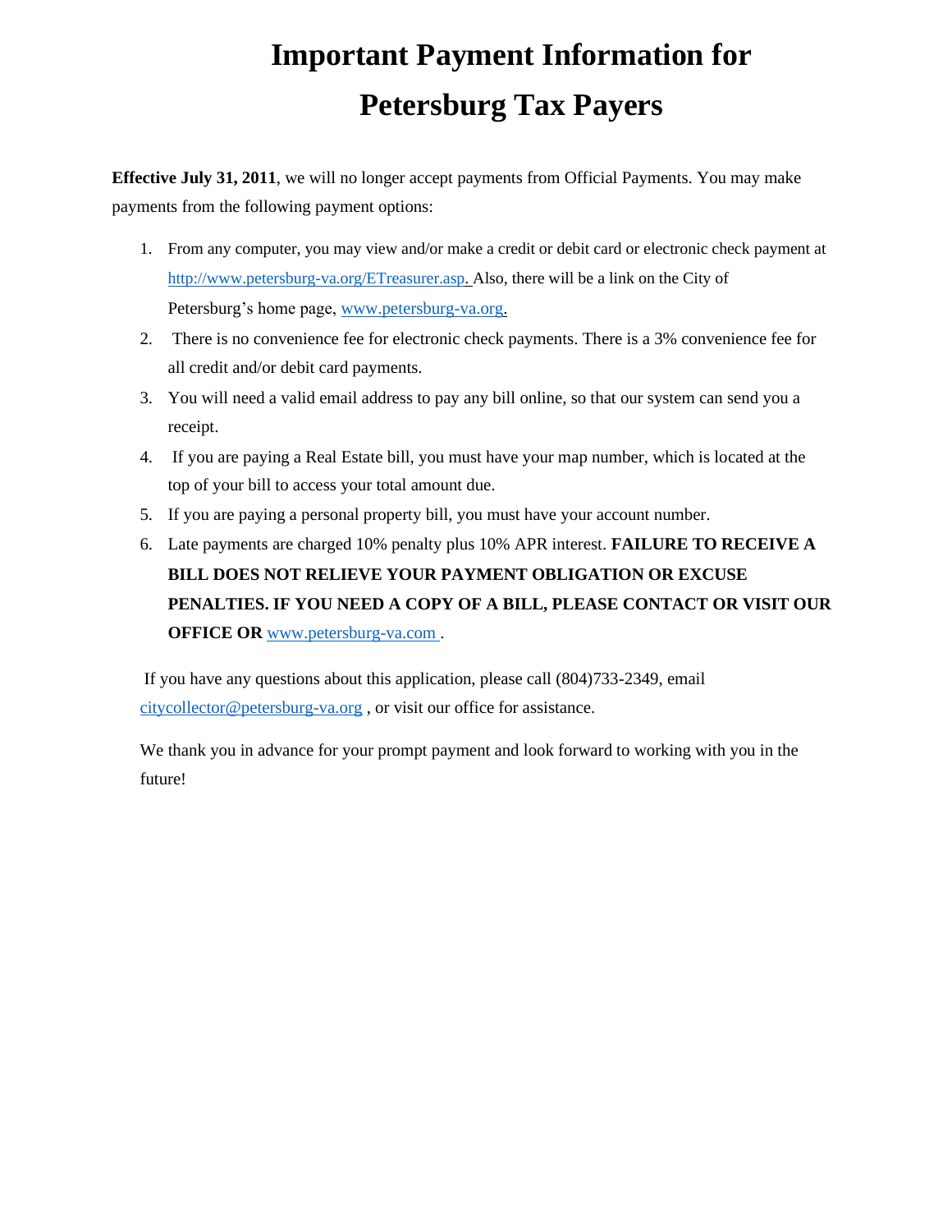# Important Payment Information for Petersburg Tax Payers

**Effective July 31, 2011**, we will no longer accept payments from Official Payments. You may make payments from the following payment options:

1. From any computer, you may view and/or make a credit or debit card or electronic check payment at http://www.petersburg-va.org/ETreasurer.asp. Also, there will be a link on the City of Petersburg's home page, www.petersburg-va.org.
2. There is no convenience fee for electronic check payments. There is a 3% convenience fee for all credit and/or debit card payments.
3. You will need a valid email address to pay any bill online, so that our system can send you a receipt.
4. If you are paying a Real Estate bill, you must have your map number, which is located at the top of your bill to access your total amount due.
5. If you are paying a personal property bill, you must have your account number.
6. Late payments are charged 10% penalty plus 10% APR interest. **FAILURE TO RECEIVE A BILL DOES NOT RELIEVE YOUR PAYMENT OBLIGATION OR EXCUSE PENALTIES. IF YOU NEED A COPY OF A BILL, PLEASE CONTACT OR VISIT OUR OFFICE OR** www.petersburg-va.com .

If you have any questions about this application, please call (804)733-2349, email citycollector@petersburg-va.org , or visit our office for assistance.

We thank you in advance for your prompt payment and look forward to working with you in the future!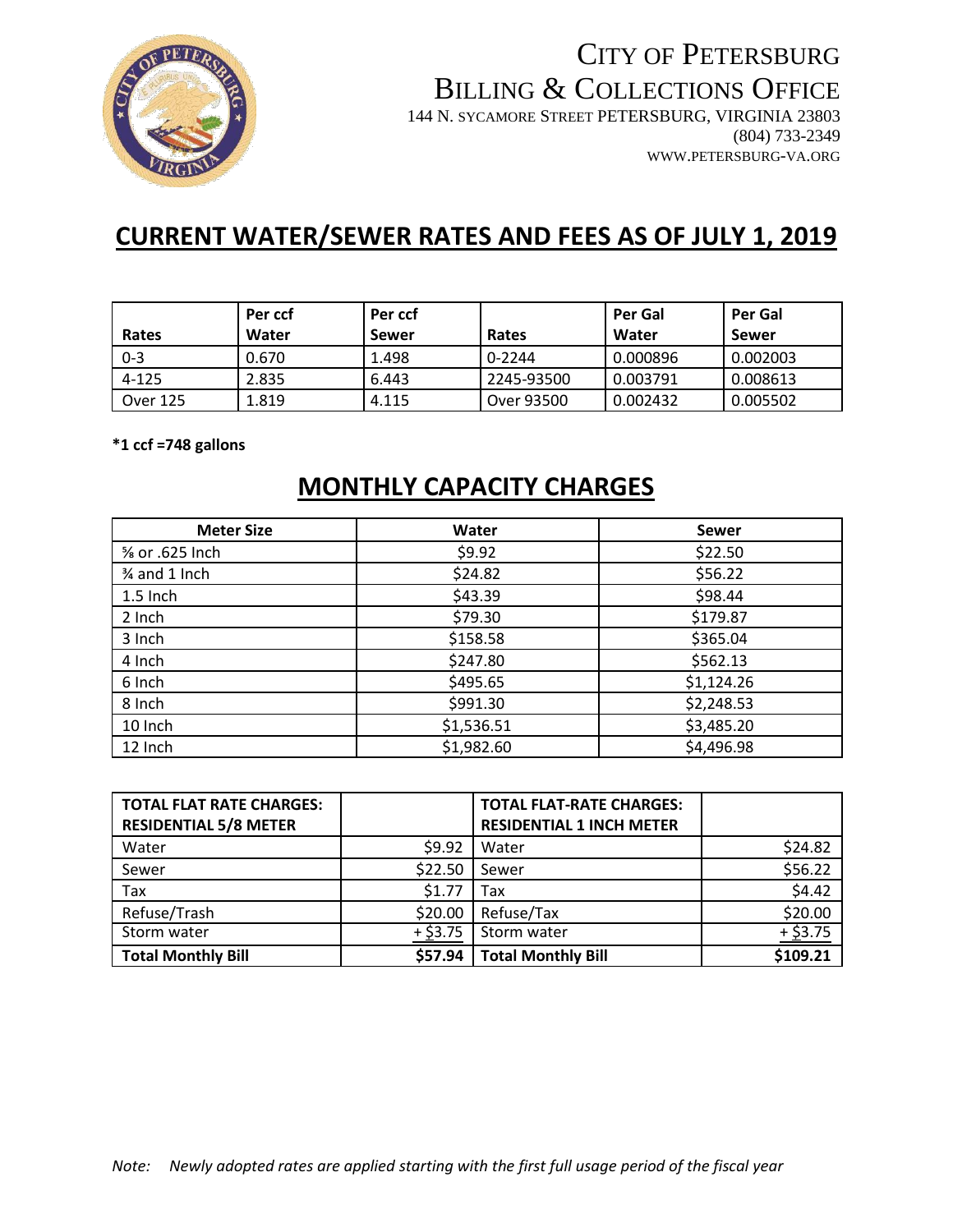# CITY OF PETERSBURG

## BILLING & COLLECTIONS OFFICE

144 N. SYCAMORE STREET PETERSBURG, VIRGINIA 23803
(804) 733-2349
WWW.PETERSBURG-VA.ORG

## CURRENT WATER/SEWER RATES AND FEES AS OF JULY 1, 2019

| Rates | Per ccf Water | Per ccf Sewer | Rates | Per Gal Water | Per Gal Sewer |
|---|---|---|---|---|---|
| 0-3 | 0.670 | 1.498 | 0-2244 | 0.000896 | 0.002003 |
| 4-125 | 2.835 | 6.443 | 2245-93500 | 0.003791 | 0.008613 |
| Over 125 | 1.819 | 4.115 | Over 93500 | 0.002432 | 0.005502 |

**\*1 ccf =748 gallons**

## MONTHLY CAPACITY CHARGES

| Meter Size | Water | Sewer |
|---|---|---|
| ⅝ or .625 Inch | $9.92 | $22.50 |
| ¾ and 1 Inch | $24.82 | $56.22 |
| 1.5 Inch | $43.39 | $98.44 |
| 2 Inch | $79.30 | $179.87 |
| 3 Inch | $158.58 | $365.04 |
| 4 Inch | $247.80 | $562.13 |
| 6 Inch | $495.65 | $1,124.26 |
| 8 Inch | $991.30 | $2,248.53 |
| 10 Inch | $1,536.51 | $3,485.20 |
| 12 Inch | $1,982.60 | $4,496.98 |

| TOTAL FLAT RATE CHARGES: RESIDENTIAL 5/8 METER | | TOTAL FLAT-RATE CHARGES: RESIDENTIAL 1 INCH METER | |
|---|---|---|---|
| Water | $9.92 | Water | $24.82 |
| Sewer | $22.50 | Sewer | $56.22 |
| Tax | $1.77 | Tax | $4.42 |
| Refuse/Trash | $20.00 | Refuse/Tax | $20.00 |
| Storm water | + $3.75 | Storm water | + $3.75 |
| **Total Monthly Bill** | **$57.94** | **Total Monthly Bill** | **$109.21** |

*Note: Newly adopted rates are applied starting with the first full usage period of the fiscal year*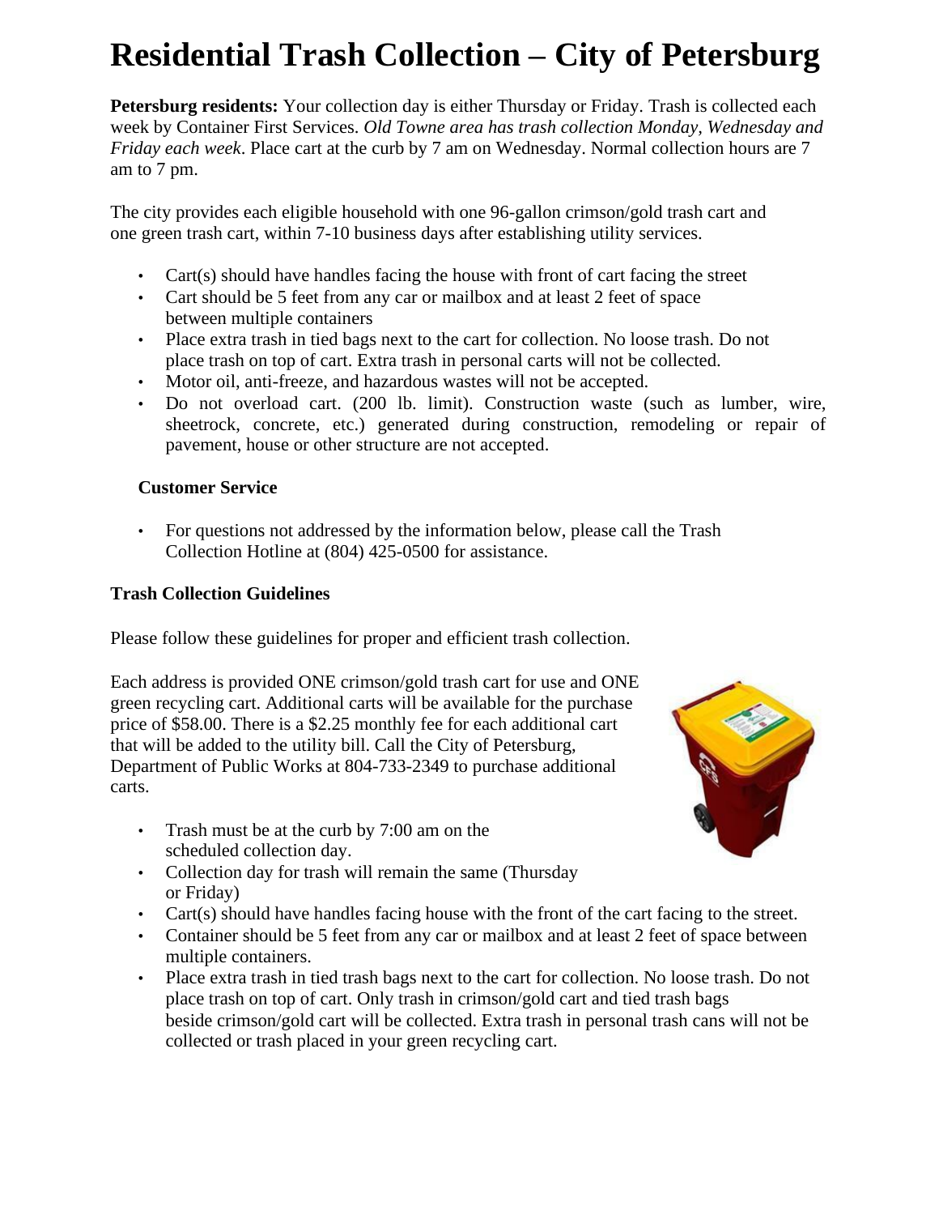# Residential Trash Collection – City of Petersburg

**Petersburg residents:** Your collection day is either Thursday or Friday. Trash is collected each week by Container First Services. *Old Towne area has trash collection Monday, Wednesday and Friday each week*. Place cart at the curb by 7 am on Wednesday. Normal collection hours are 7 am to 7 pm.

The city provides each eligible household with one 96-gallon crimson/gold trash cart and one green trash cart, within 7-10 business days after establishing utility services.

- Cart(s) should have handles facing the house with front of cart facing the street
- Cart should be 5 feet from any car or mailbox and at least 2 feet of space between multiple containers
- Place extra trash in tied bags next to the cart for collection. No loose trash. Do not place trash on top of cart. Extra trash in personal carts will not be collected.
- Motor oil, anti-freeze, and hazardous wastes will not be accepted.
- Do not overload cart. (200 lb. limit). Construction waste (such as lumber, wire, sheetrock, concrete, etc.) generated during construction, remodeling or repair of pavement, house or other structure are not accepted.

**Customer Service**

- For questions not addressed by the information below, please call the Trash Collection Hotline at (804) 425-0500 for assistance.

**Trash Collection Guidelines**

Please follow these guidelines for proper and efficient trash collection.

Each address is provided ONE crimson/gold trash cart for use and ONE green recycling cart. Additional carts will be available for the purchase price of $58.00. There is a $2.25 monthly fee for each additional cart that will be added to the utility bill. Call the City of Petersburg, Department of Public Works at 804-733-2349 to purchase additional carts.

- Trash must be at the curb by 7:00 am on the scheduled collection day.
- Collection day for trash will remain the same (Thursday or Friday)
- Cart(s) should have handles facing house with the front of the cart facing to the street.
- Container should be 5 feet from any car or mailbox and at least 2 feet of space between multiple containers.
- Place extra trash in tied trash bags next to the cart for collection. No loose trash. Do not place trash on top of cart. Only trash in crimson/gold cart and tied trash bags beside crimson/gold cart will be collected. Extra trash in personal trash cans will not be collected or trash placed in your green recycling cart.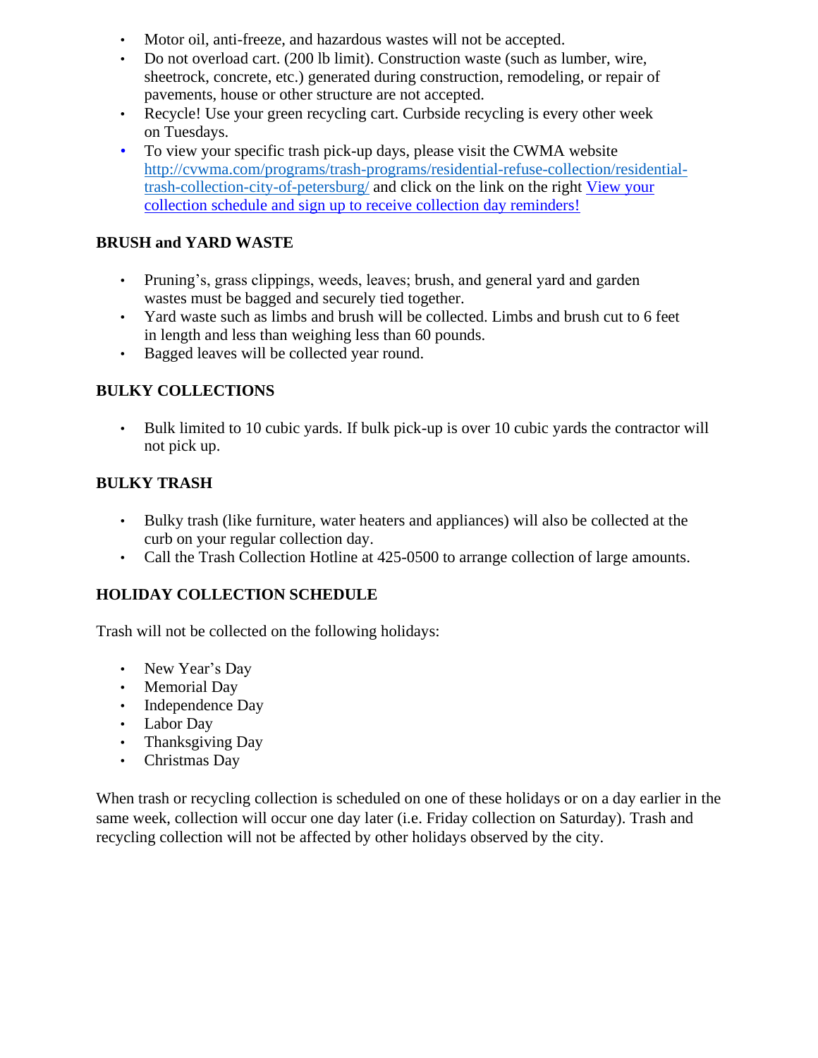- Motor oil, anti-freeze, and hazardous wastes will not be accepted.
- Do not overload cart. (200 lb limit). Construction waste (such as lumber, wire, sheetrock, concrete, etc.) generated during construction, remodeling, or repair of pavements, house or other structure are not accepted.
- Recycle! Use your green recycling cart. Curbside recycling is every other week on Tuesdays.
- To view your specific trash pick-up days, please visit the CWMA website [http://cvwma.com/programs/trash-programs/residential-refuse-collection/residential-trash-collection-city-of-petersburg/](http://cvwma.com/programs/trash-programs/residential-refuse-collection/residential-trash-collection-city-of-petersburg/) and click on the link on the right View your collection schedule and sign up to receive collection day reminders!

**BRUSH and YARD WASTE**

- Pruning's, grass clippings, weeds, leaves; brush, and general yard and garden wastes must be bagged and securely tied together.
- Yard waste such as limbs and brush will be collected. Limbs and brush cut to 6 feet in length and less than weighing less than 60 pounds.
- Bagged leaves will be collected year round.

**BULKY COLLECTIONS**

- Bulk limited to 10 cubic yards. If bulk pick-up is over 10 cubic yards the contractor will not pick up.

**BULKY TRASH**

- Bulky trash (like furniture, water heaters and appliances) will also be collected at the curb on your regular collection day.
- Call the Trash Collection Hotline at 425-0500 to arrange collection of large amounts.

**HOLIDAY COLLECTION SCHEDULE**

Trash will not be collected on the following holidays:

- New Year's Day
- Memorial Day
- Independence Day
- Labor Day
- Thanksgiving Day
- Christmas Day

When trash or recycling collection is scheduled on one of these holidays or on a day earlier in the same week, collection will occur one day later (i.e. Friday collection on Saturday). Trash and recycling collection will not be affected by other holidays observed by the city.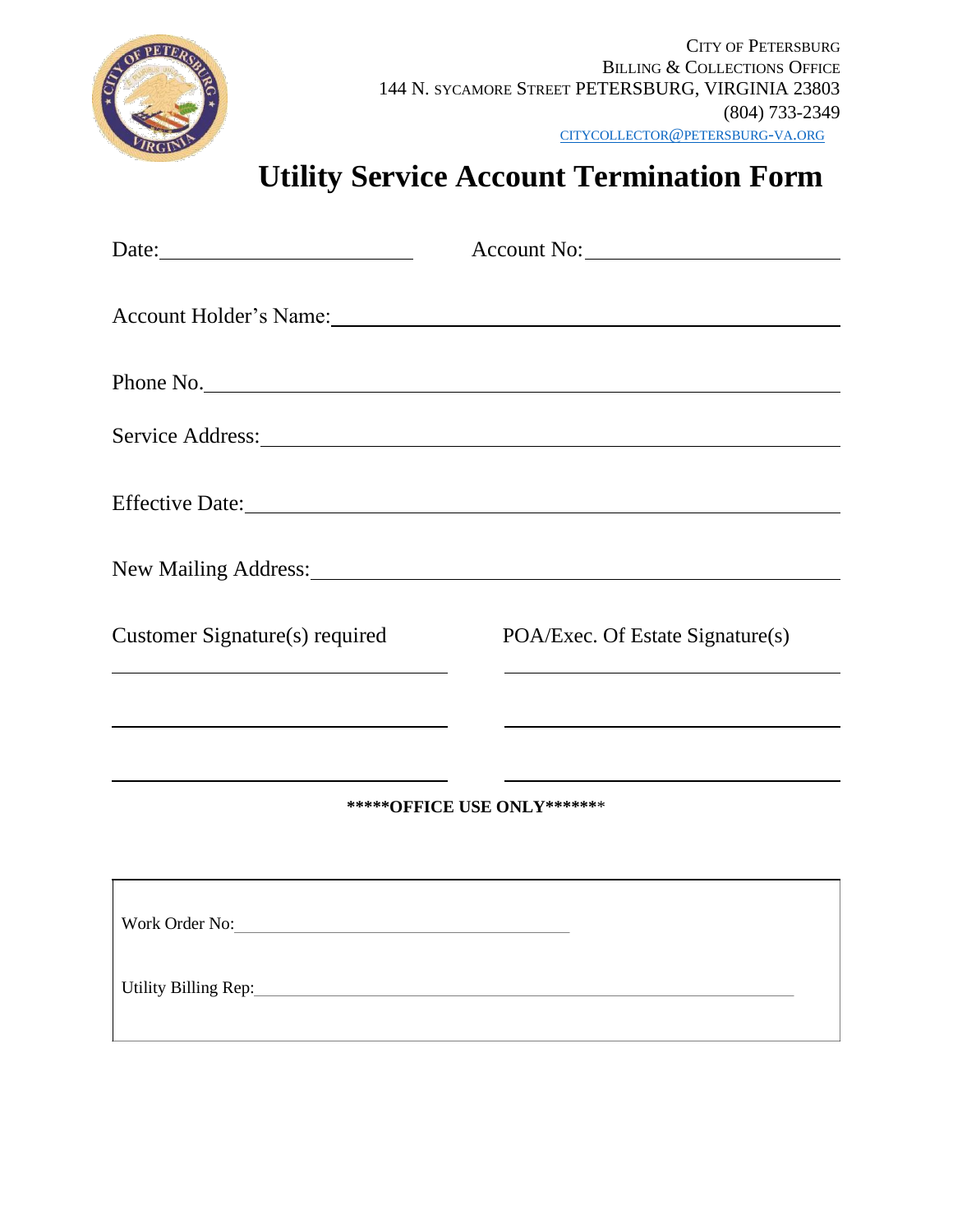CITY OF PETERSBURG
BILLING & COLLECTIONS OFFICE
144 N. SYCAMORE STREET PETERSBURG, VIRGINIA 23803
(804) 733-2349
CITYCOLLECTOR@PETERSBURG-VA.ORG

# Utility Service Account Termination Form

Date:________________________ Account No:________________________

Account Holder's Name:______________________________________________

Phone No.___________________________________________________________

Service Address:____________________________________________________

Effective Date:_____________________________________________________

New Mailing Address:________________________________________________

Customer Signature(s) required POA/Exec. Of Estate Signature(s)

________________________________ ________________________________

________________________________ ________________________________

________________________________ ________________________________

**\*\*\*\*\*OFFICE USE ONLY\*\*\*\*\*\*\***

Work Order No:_________________________________

Utility Billing Rep:___________________________________________________